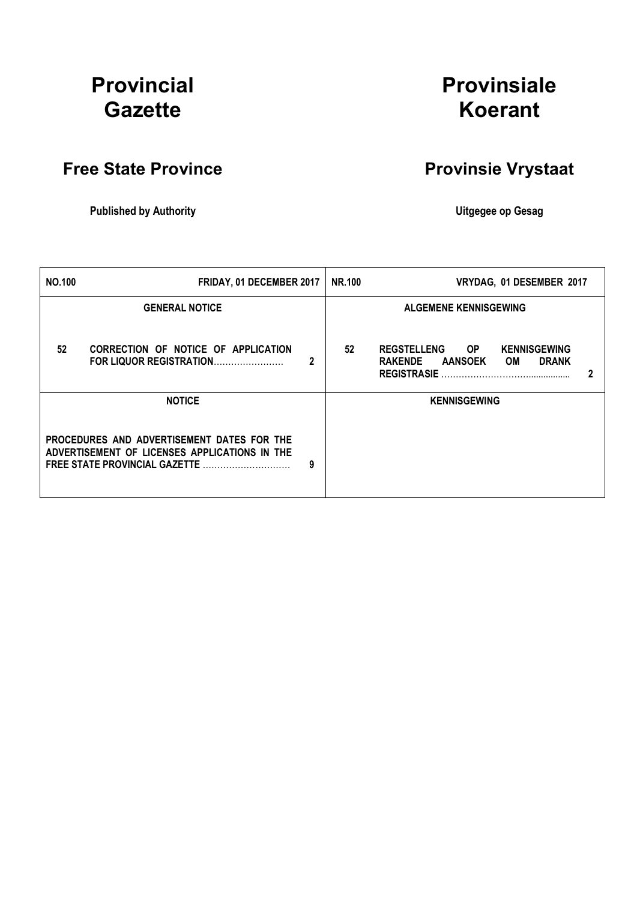# Provincial Gazette

# Provinsiale Koerant

## Free State Province

## Provinsie Vrystaat

**Published by Authority**

**Uitgegee op Gesag**

| **NO.100** | **FRIDAY, 01 DECEMBER 2017** | | **NR.100** | **VRYDAG, 01 DESEMBER 2017** | |
|---|---|---|---|---|---|
| **GENERAL NOTICE** | | | **ALGEMENE KENNISGEWING** | | |
| **52** | **CORRECTION OF NOTICE OF APPLICATION FOR LIQUOR REGISTRATION**…………………… | **2** | **52** | **REGSTELLENG OP KENNISGEWING RAKENDE AANSOEK OM DRANK REGISTRASIE** …………………………................ | **2** |
| **NOTICE** | | | **KENNISGEWING** | | |
| **PROCEDURES AND ADVERTISEMENT DATES FOR THE ADVERTISEMENT OF LICENSES APPLICATIONS IN THE FREE STATE PROVINCIAL GAZETTE** ………………………… | | **9** | | | |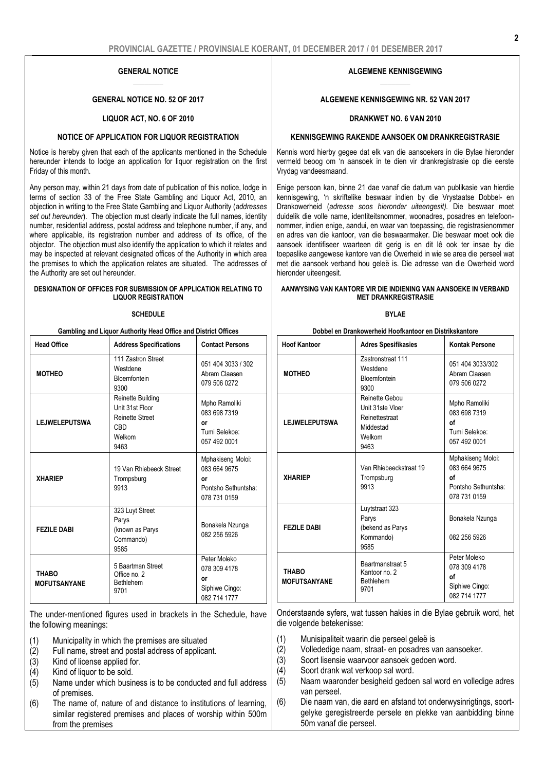## GENERAL NOTICE

### GENERAL NOTICE NO. 52 OF 2017

### LIQUOR ACT, NO. 6 OF 2010

### NOTICE OF APPLICATION FOR LIQUOR REGISTRATION

Notice is hereby given that each of the applicants mentioned in the Schedule hereunder intends to lodge an application for liquor registration on the first Friday of this month.

Any person may, within 21 days from date of publication of this notice, lodge in terms of section 33 of the Free State Gambling and Liquor Act, 2010, an objection in writing to the Free State Gambling and Liquor Authority (*addresses set out hereunder*). The objection must clearly indicate the full names, identity number, residential address, postal address and telephone number, if any, and where applicable, its registration number and address of its office, of the objector. The objection must also identify the application to which it relates and may be inspected at relevant designated offices of the Authority in which area the premises to which the application relates are situated. The addresses of the Authority are set out hereunder.

**DESIGNATION OF OFFICES FOR SUBMISSION OF APPLICATION RELATING TO LIQUOR REGISTRATION**

**SCHEDULE**

**Gambling and Liquor Authority Head Office and District Offices**

| Head Office | Address Specifications | Contact Persons |
|---|---|---|
| **MOTHEO** | 111 Zastron Street<br>Westdene<br>Bloemfontein<br>9300 | 051 404 3033 / 302<br>Abram Claasen<br>079 506 0272 |
| **LEJWELEPUTSWA** | Reinette Building<br>Unit 31st Floor<br>Reinette Street<br>CBD<br>Welkom<br>9463 | Mpho Ramoliki<br>083 698 7319<br>**or**<br>Tumi Selekoe:<br>057 492 0001 |
| **XHARIEP** | 19 Van Rhiebeeck Street<br>Trompsburg<br>9913 | Mphakiseng Moloi:<br>083 664 9675<br>**or**<br>Pontsho Sethuntsha:<br>078 731 0159 |
| **FEZILE DABI** | 323 Luyt Street<br>Parys<br>(known as Parys Commando)<br>9585 | Bonakela Nzunga<br>082 256 5926 |
| **THABO MOFUTSANYANE** | 5 Baartman Street<br>Office no. 2<br>Bethlehem<br>9701 | Peter Moleko<br>078 309 4178<br>**or**<br>Siphiwe Cingo:<br>082 714 1777 |

The under-mentioned figures used in brackets in the Schedule, have the following meanings:

(1) Municipality in which the premises are situated
(2) Full name, street and postal address of applicant.
(3) Kind of license applied for.
(4) Kind of liquor to be sold.
(5) Name under which business is to be conducted and full address of premises.
(6) The name of, nature of and distance to institutions of learning, similar registered premises and places of worship within 500m from the premises

## ALGEMENE KENNISGEWING

### ALGEMENE KENNISGEWING NR. 52 VAN 2017

### DRANKWET NO. 6 VAN 2010

### KENNISGEWING RAKENDE AANSOEK OM DRANKREGISTRASIE

Kennis word hierby gegee dat elk van die aansoekers in die Bylae hieronder vermeld beoog om 'n aansoek in te dien vir drankregistrasie op die eerste Vrydag vandeesmaand.

Enige persoon kan, binne 21 dae vanaf die datum van publikasie van hierdie kennisgewing, 'n skriftelike beswaar indien by die Vrystaatse Dobbel- en Drankowerheid (*adresse soos hieronder uiteengesit).* Die beswaar moet duidelik die volle name, identiteitsnommer, woonadres, posadres en telefoonnommer, indien enige, aandui, en waar van toepassing, die registrasienommer en adres van die kantoor, van die beswaarmaker. Die beswaar moet ook die aansoek identifiseer waarteen dit gerig is en dit lê ook ter insae by die toepaslike aangewese kantore van die Owerheid in wie se area die perseel wat met die aansoek verband hou geleë is. Die adresse van die Owerheid word hieronder uiteengesit.

**AANWYSING VAN KANTORE VIR DIE INDIENING VAN AANSOEKE IN VERBAND MET DRANKREGISTRASIE**

**BYLAE**

**Dobbel en Drankowerheid Hoofkantoor en Distrikskantore**

| Hoof Kantoor | Adres Spesifikasies | Kontak Persone |
|---|---|---|
| **MOTHEO** | Zastronstraat 111<br>Westdene<br>Bloemfontein<br>9300 | 051 404 3033/302<br>Abram Claasen<br>079 506 0272 |
| **LEJWELEPUTSWA** | Reinette Gebou<br>Unit 31ste Vloer<br>Reinettestraat<br>Middestad<br>Welkom<br>9463 | Mpho Ramoliki<br>083 698 7319<br>**of**<br>Tumi Selekoe:<br>057 492 0001 |
| **XHARIEP** | Van Rhiebeeckstraat 19<br>Trompsburg<br>9913 | Mphakiseng Moloi:<br>083 664 9675<br>**of**<br>Pontsho Sethuntsha:<br>078 731 0159 |
| **FEZILE DABI** | Luytstraat 323<br>Parys<br>(bekend as Parys Kommando)<br>9585 | Bonakela Nzunga<br>082 256 5926 |
| **THABO MOFUTSANYANE** | Baartmanstraat 5<br>Kantoor no. 2<br>Bethlehem<br>9701 | Peter Moleko<br>078 309 4178<br>**of**<br>Siphiwe Cingo:<br>082 714 1777 |

Onderstaande syfers, wat tussen hakies in die Bylae gebruik word, het die volgende betekenisse:

(1) Munisipaliteit waarin die perseel geleë is
(2) Volledige naam, straat- en posadres van aansoeker.
(3) Soort lisensie waarvoor aansoek gedoen word.
(4) Soort drank wat verkoop sal word.
(5) Naam waaronder besigheid gedoen sal word en volledige adres van perseel.
(6) Die naam van, die aard en afstand tot onderwysinrigtings, soortgelyke geregistreerde persele en plekke van aanbidding binne 50m vanaf die perseel.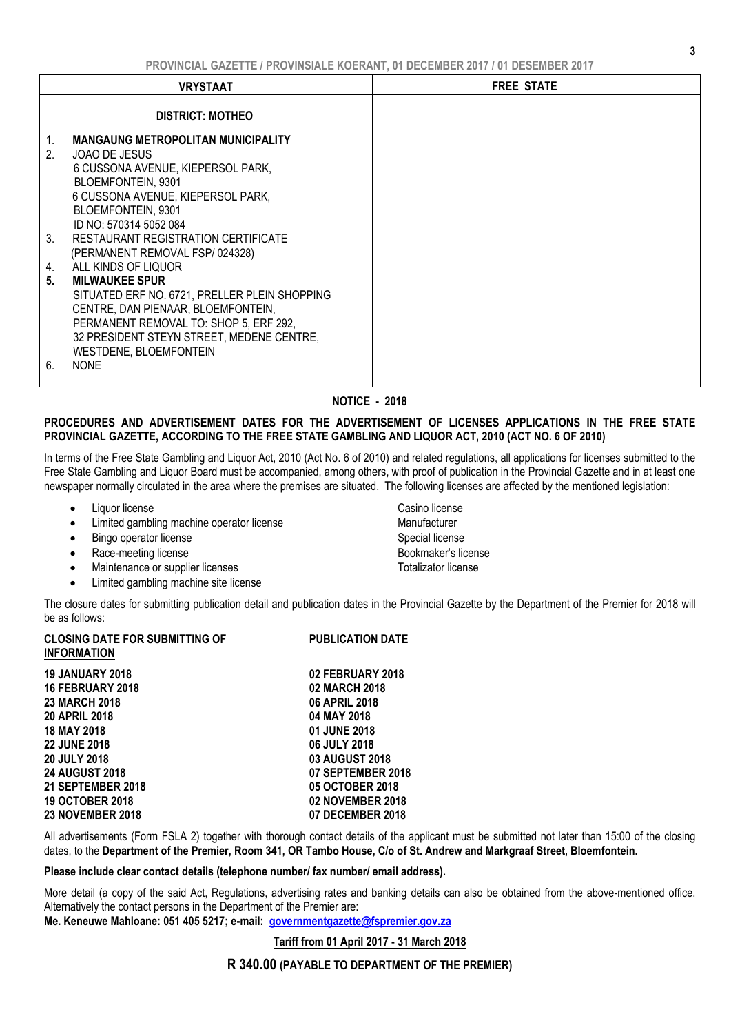| VRYSTAAT | FREE STATE |
|---|---|
| **DISTRICT: MOTHEO**<br><br>1. **MANGAUNG METROPOLITAN MUNICIPALITY**<br>2. JOAO DE JESUS<br>6 CUSSONA AVENUE, KIEPERSOL PARK, BLOEMFONTEIN, 9301<br>6 CUSSONA AVENUE, KIEPERSOL PARK, BLOEMFONTEIN, 9301<br>ID NO: 570314 5052 084<br>3. RESTAURANT REGISTRATION CERTIFICATE (PERMANENT REMOVAL FSP/ 024328)<br>4. ALL KINDS OF LIQUOR<br>5. **MILWAUKEE SPUR**<br>SITUATED ERF NO. 6721, PRELLER PLEIN SHOPPING CENTRE, DAN PIENAAR, BLOEMFONTEIN, PERMANENT REMOVAL TO: SHOP 5, ERF 292, 32 PRESIDENT STEYN STREET, MEDENE CENTRE, WESTDENE, BLOEMFONTEIN<br>6. NONE | |

## NOTICE - 2018

**PROCEDURES AND ADVERTISEMENT DATES FOR THE ADVERTISEMENT OF LICENSES APPLICATIONS IN THE FREE STATE PROVINCIAL GAZETTE, ACCORDING TO THE FREE STATE GAMBLING AND LIQUOR ACT, 2010 (ACT NO. 6 OF 2010)**

In terms of the Free State Gambling and Liquor Act, 2010 (Act No. 6 of 2010) and related regulations, all applications for licenses submitted to the Free State Gambling and Liquor Board must be accompanied, among others, with proof of publication in the Provincial Gazette and in at least one newspaper normally circulated in the area where the premises are situated. The following licenses are affected by the mentioned legislation:

- Liquor license
- Limited gambling machine operator license
- Bingo operator license
- Race-meeting license
- Maintenance or supplier licenses
- Limited gambling machine site license

Casino license
Manufacturer
Special license
Bookmaker's license
Totalizator license

The closure dates for submitting publication detail and publication dates in the Provincial Gazette by the Department of the Premier for 2018 will be as follows:

| CLOSING DATE FOR SUBMITTING OF INFORMATION | PUBLICATION DATE |
|---|---|
| **19 JANUARY 2018** | **02 FEBRUARY 2018** |
| **16 FEBRUARY 2018** | **02 MARCH 2018** |
| **23 MARCH 2018** | **06 APRIL 2018** |
| **20 APRIL 2018** | **04 MAY 2018** |
| **18 MAY 2018** | **01 JUNE 2018** |
| **22 JUNE 2018** | **06 JULY 2018** |
| **20 JULY 2018** | **03 AUGUST 2018** |
| **24 AUGUST 2018** | **07 SEPTEMBER 2018** |
| **21 SEPTEMBER 2018** | **05 OCTOBER 2018** |
| **19 OCTOBER 2018** | **02 NOVEMBER 2018** |
| **23 NOVEMBER 2018** | **07 DECEMBER 2018** |

All advertisements (Form FSLA 2) together with thorough contact details of the applicant must be submitted not later than 15:00 of the closing dates, to the **Department of the Premier, Room 341, OR Tambo House, C/o of St. Andrew and Markgraaf Street, Bloemfontein.**

**Please include clear contact details (telephone number/ fax number/ email address).**

More detail (a copy of the said Act, Regulations, advertising rates and banking details can also be obtained from the above-mentioned office. Alternatively the contact persons in the Department of the Premier are:
**Me. Keneuwe Mahloane: 051 405 5217; e-mail: governmentgazette@fspremier.gov.za**

**Tariff from 01 April 2017 - 31 March 2018**

**R 340.00 (PAYABLE TO DEPARTMENT OF THE PREMIER)**